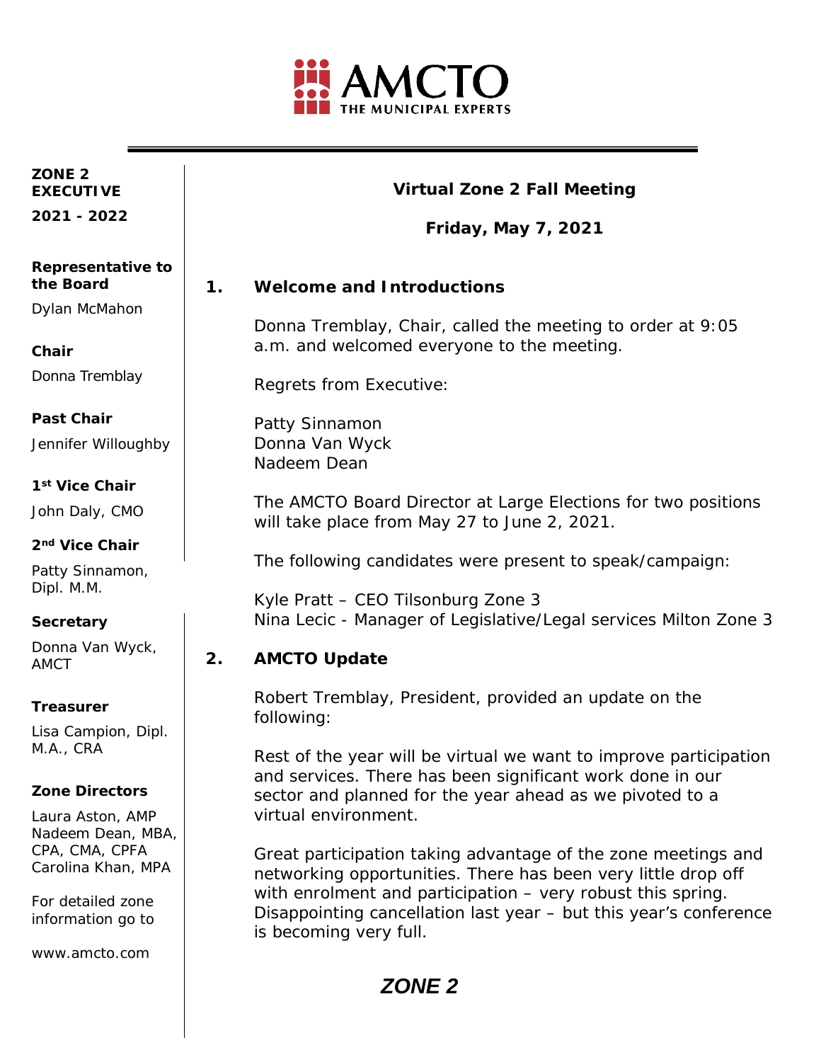AMCTO
THE MUNICIPAL EXPERTS

**ZONE 2 EXECUTIVE**

**2021 - 2022**

**Representative to the Board**

Dylan McMahon

**Chair**

Donna Tremblay

**Past Chair**

Jennifer Willoughby

**1st Vice Chair**

John Daly, CMO

**2nd Vice Chair**

Patty Sinnamon, Dipl. M.M.

**Secretary**

Donna Van Wyck, AMCT

**Treasurer**

Lisa Campion, Dipl. M.A., CRA

**Zone Directors**

Laura Aston, AMP
Nadeem Dean, MBA, CPA, CMA, CPFA
Carolina Khan, MPA

For detailed zone information go to

www.amcto.com

# Virtual Zone 2 Fall Meeting

**Friday, May 7, 2021**

## 1. Welcome and Introductions

Donna Tremblay, Chair, called the meeting to order at 9:05 a.m. and welcomed everyone to the meeting.

Regrets from Executive:

Patty Sinnamon
Donna Van Wyck
Nadeem Dean

The AMCTO Board Director at Large Elections for two positions will take place from May 27 to June 2, 2021.

The following candidates were present to speak/campaign:

Kyle Pratt – CEO Tilsonburg Zone 3
Nina Lecic - Manager of Legislative/Legal services Milton Zone 3

## 2. AMCTO Update

Robert Tremblay, President, provided an update on the following:

Rest of the year will be virtual we want to improve participation and services. There has been significant work done in our sector and planned for the year ahead as we pivoted to a virtual environment.

Great participation taking advantage of the zone meetings and networking opportunities. There has been very little drop off with enrolment and participation – very robust this spring. Disappointing cancellation last year – but this year's conference is becoming very full.

***ZONE 2***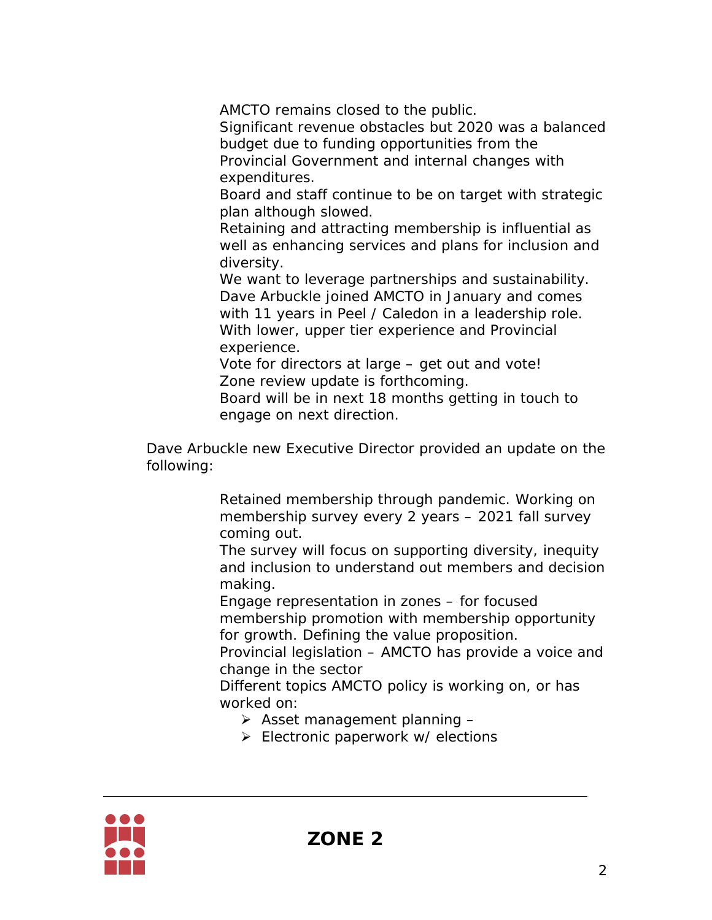AMCTO remains closed to the public.
Significant revenue obstacles but 2020 was a balanced budget due to funding opportunities from the Provincial Government and internal changes with expenditures.
Board and staff continue to be on target with strategic plan although slowed.
Retaining and attracting membership is influential as well as enhancing services and plans for inclusion and diversity.
We want to leverage partnerships and sustainability.
Dave Arbuckle joined AMCTO in January and comes with 11 years in Peel / Caledon in a leadership role.
With lower, upper tier experience and Provincial experience.
Vote for directors at large – get out and vote!
Zone review update is forthcoming.
Board will be in next 18 months getting in touch to engage on next direction.

Dave Arbuckle new Executive Director provided an update on the following:

Retained membership through pandemic. Working on membership survey every 2 years – 2021 fall survey coming out.
The survey will focus on supporting diversity, inequity and inclusion to understand out members and decision making.
Engage representation in zones – for focused membership promotion with membership opportunity for growth. Defining the value proposition.
Provincial legislation – AMCTO has provide a voice and change in the sector
Different topics AMCTO policy is working on, or has worked on:

- Asset management planning –
- Electronic paperwork w/ elections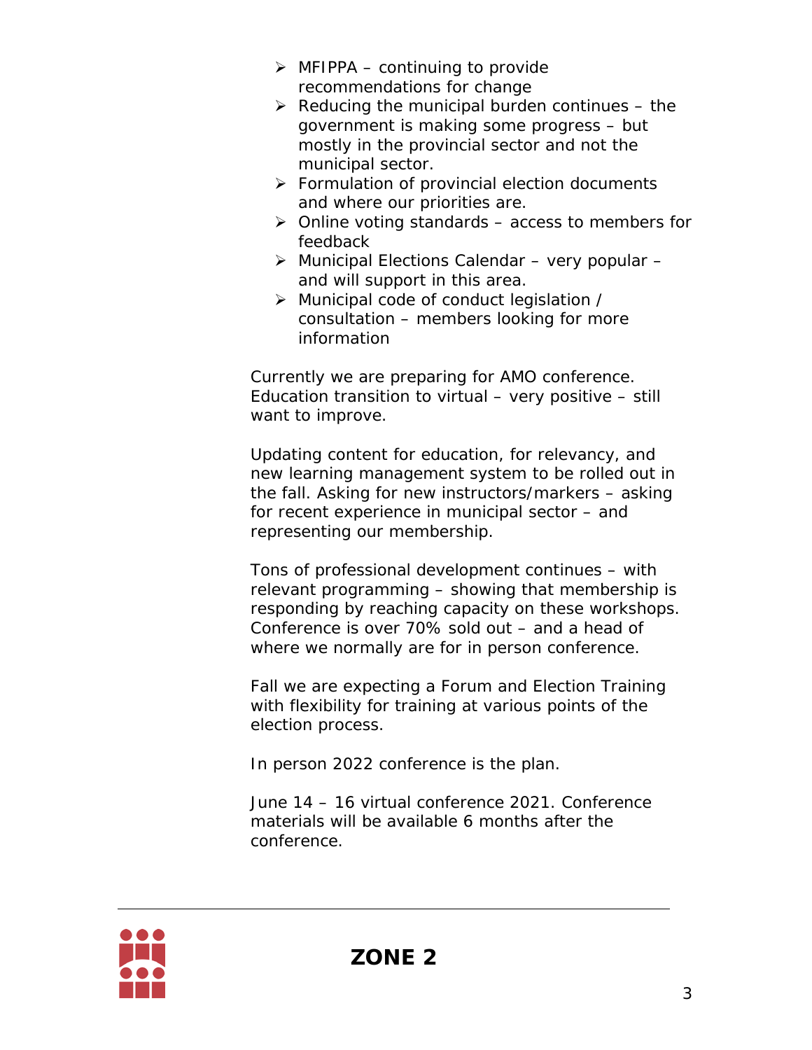- MFIPPA – continuing to provide recommendations for change
- Reducing the municipal burden continues – the government is making some progress – but mostly in the provincial sector and not the municipal sector.
- Formulation of provincial election documents and where our priorities are.
- Online voting standards – access to members for feedback
- Municipal Elections Calendar – very popular – and will support in this area.
- Municipal code of conduct legislation / consultation – members looking for more information

Currently we are preparing for AMO conference. Education transition to virtual – very positive – still want to improve.

Updating content for education, for relevancy, and new learning management system to be rolled out in the fall. Asking for new instructors/markers – asking for recent experience in municipal sector – and representing our membership.

Tons of professional development continues – with relevant programming – showing that membership is responding by reaching capacity on these workshops. Conference is over 70% sold out – and a head of where we normally are for in person conference.

Fall we are expecting a Forum and Election Training with flexibility for training at various points of the election process.

In person 2022 conference is the plan.

June 14 – 16 virtual conference 2021. Conference materials will be available 6 months after the conference.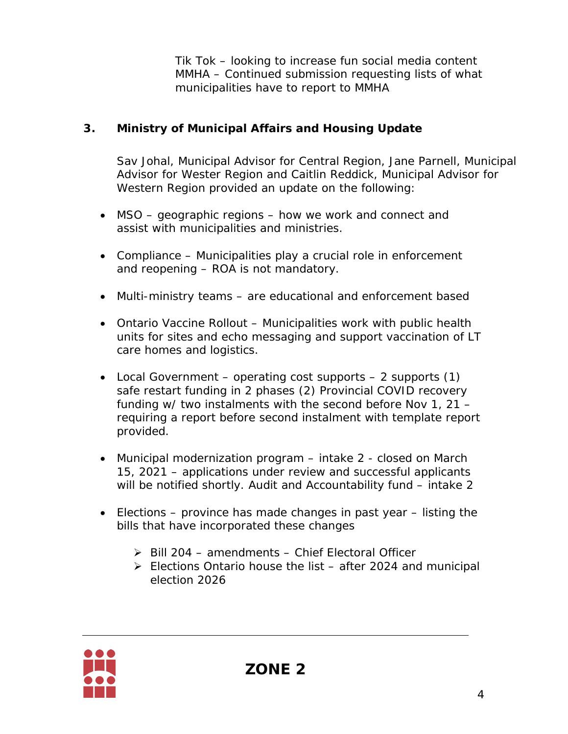Tik Tok – looking to increase fun social media content
MMHA – Continued submission requesting lists of what municipalities have to report to MMHA

### 3. Ministry of Municipal Affairs and Housing Update

Sav Johal, Municipal Advisor for Central Region, Jane Parnell, Municipal Advisor for Wester Region and Caitlin Reddick, Municipal Advisor for Western Region provided an update on the following:

- MSO – geographic regions – how we work and connect and assist with municipalities and ministries.

- Compliance – Municipalities play a crucial role in enforcement and reopening – ROA is not mandatory.

- Multi-ministry teams – are educational and enforcement based

- Ontario Vaccine Rollout – Municipalities work with public health units for sites and echo messaging and support vaccination of LT care homes and logistics.

- Local Government – operating cost supports – 2 supports (1) safe restart funding in 2 phases (2) Provincial COVID recovery funding w/ two instalments with the second before Nov 1, 21 – requiring a report before second instalment with template report provided.

- Municipal modernization program – intake 2 - closed on March 15, 2021 – applications under review and successful applicants will be notified shortly. Audit and Accountability fund – intake 2

- Elections – province has made changes in past year – listing the bills that have incorporated these changes

  - Bill 204 – amendments – Chief Electoral Officer
  - Elections Ontario house the list – after 2024 and municipal election 2026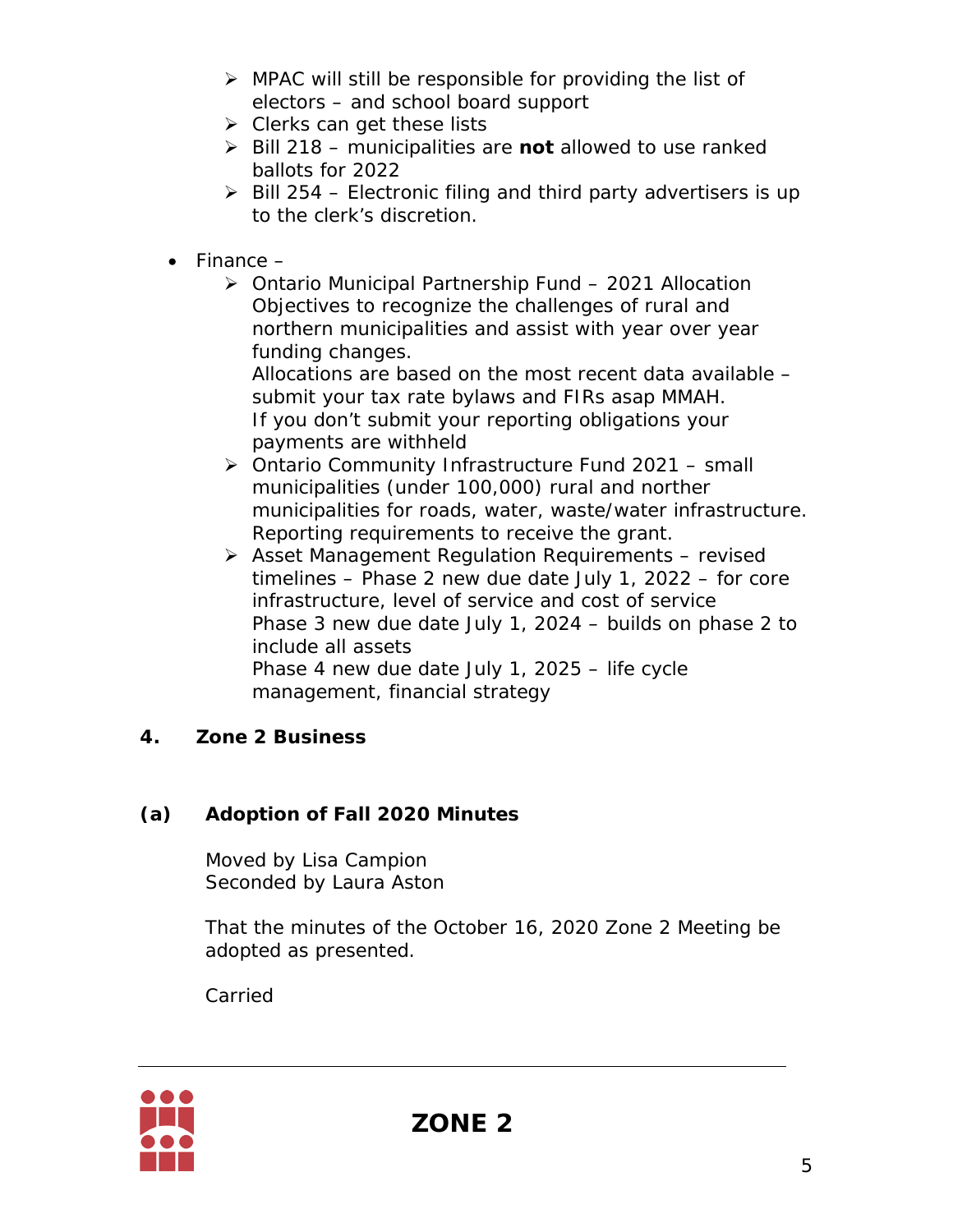- MPAC will still be responsible for providing the list of electors – and school board support
  - Clerks can get these lists
  - Bill 218 – municipalities are **not** allowed to use ranked ballots for 2022
  - Bill 254 – Electronic filing and third party advertisers is up to the clerk's discretion.

- Finance –
  - Ontario Municipal Partnership Fund – 2021 Allocation Objectives to recognize the challenges of rural and northern municipalities and assist with year over year funding changes.
    Allocations are based on the most recent data available – submit your tax rate bylaws and FIRs asap MMAH.
    If you don't submit your reporting obligations your payments are withheld
  - Ontario Community Infrastructure Fund 2021 – small municipalities (under 100,000) rural and norther municipalities for roads, water, waste/water infrastructure. Reporting requirements to receive the grant.
  - Asset Management Regulation Requirements – revised timelines – Phase 2 new due date July 1, 2022 – for core infrastructure, level of service and cost of service
    Phase 3 new due date July 1, 2024 – builds on phase 2 to include all assets
    Phase 4 new due date July 1, 2025 – life cycle management, financial strategy

## 4. Zone 2 Business

### (a) Adoption of Fall 2020 Minutes

Moved by Lisa Campion
Seconded by Laura Aston

That the minutes of the October 16, 2020 Zone 2 Meeting be adopted as presented.

Carried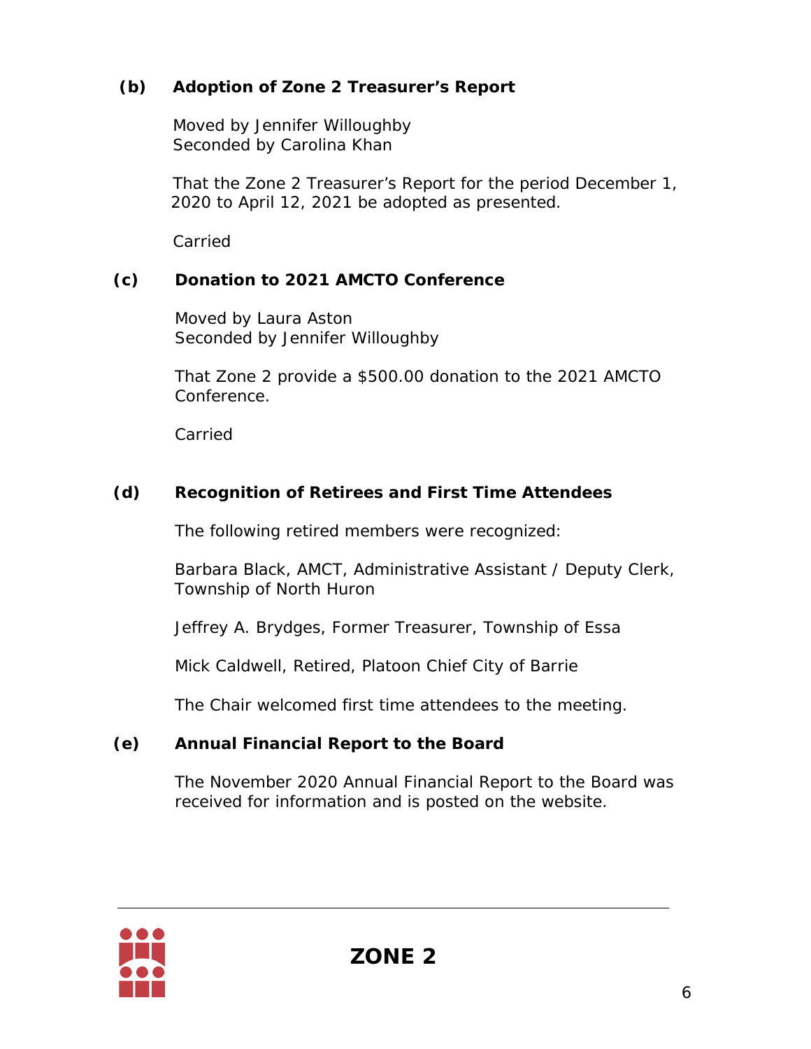**(b) Adoption of Zone 2 Treasurer's Report**

Moved by Jennifer Willoughby
Seconded by Carolina Khan

That the Zone 2 Treasurer's Report for the period December 1, 2020 to April 12, 2021 be adopted as presented.

Carried

**(c) Donation to 2021 AMCTO Conference**

Moved by Laura Aston
Seconded by Jennifer Willoughby

That Zone 2 provide a $500.00 donation to the 2021 AMCTO Conference.

Carried

**(d) Recognition of Retirees and First Time Attendees**

The following retired members were recognized:

Barbara Black, AMCT, Administrative Assistant / Deputy Clerk, Township of North Huron

Jeffrey A. Brydges, Former Treasurer, Township of Essa

Mick Caldwell, Retired, Platoon Chief City of Barrie

The Chair welcomed first time attendees to the meeting.

**(e) Annual Financial Report to the Board**

The November 2020 Annual Financial Report to the Board was received for information and is posted on the website.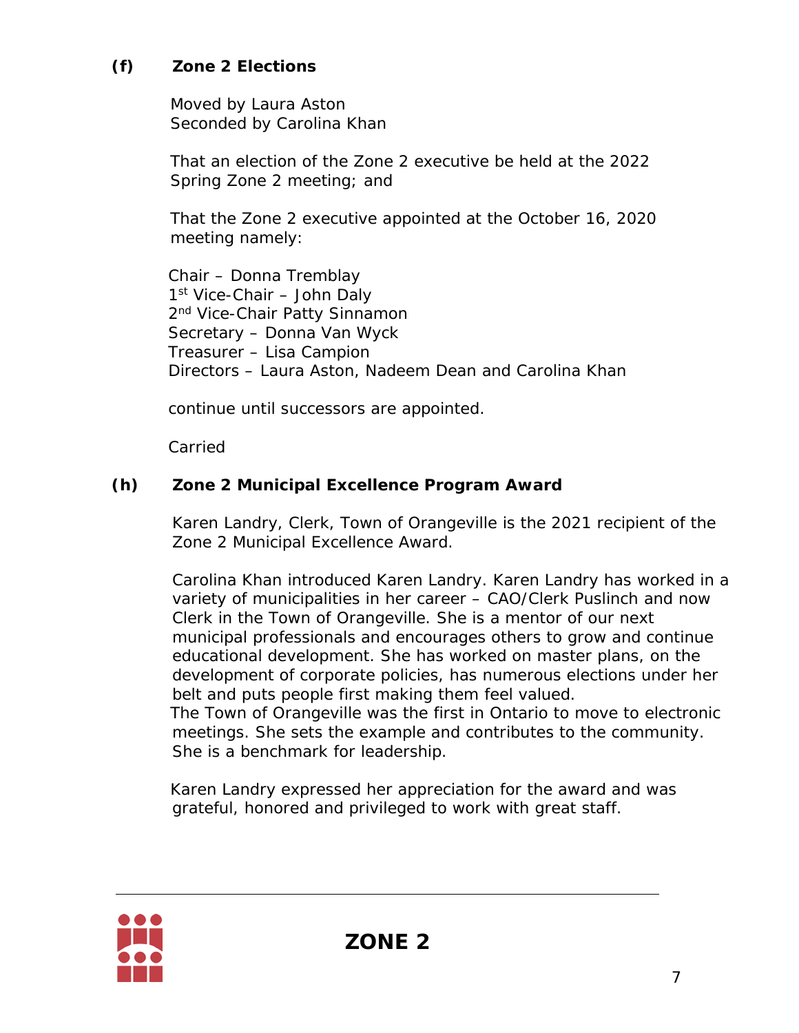**(f) Zone 2 Elections**

Moved by Laura Aston
Seconded by Carolina Khan

That an election of the Zone 2 executive be held at the 2022 Spring Zone 2 meeting; and

That the Zone 2 executive appointed at the October 16, 2020 meeting namely:

Chair – Donna Tremblay
1st Vice-Chair – John Daly
2nd Vice-Chair Patty Sinnamon
Secretary – Donna Van Wyck
Treasurer – Lisa Campion
Directors – Laura Aston, Nadeem Dean and Carolina Khan

continue until successors are appointed.

Carried

**(h) Zone 2 Municipal Excellence Program Award**

Karen Landry, Clerk, Town of Orangeville is the 2021 recipient of the Zone 2 Municipal Excellence Award.

Carolina Khan introduced Karen Landry. Karen Landry has worked in a variety of municipalities in her career – CAO/Clerk Puslinch and now Clerk in the Town of Orangeville. She is a mentor of our next municipal professionals and encourages others to grow and continue educational development. She has worked on master plans, on the development of corporate policies, has numerous elections under her belt and puts people first making them feel valued.
The Town of Orangeville was the first in Ontario to move to electronic meetings. She sets the example and contributes to the community. She is a benchmark for leadership.

Karen Landry expressed her appreciation for the award and was grateful, honored and privileged to work with great staff.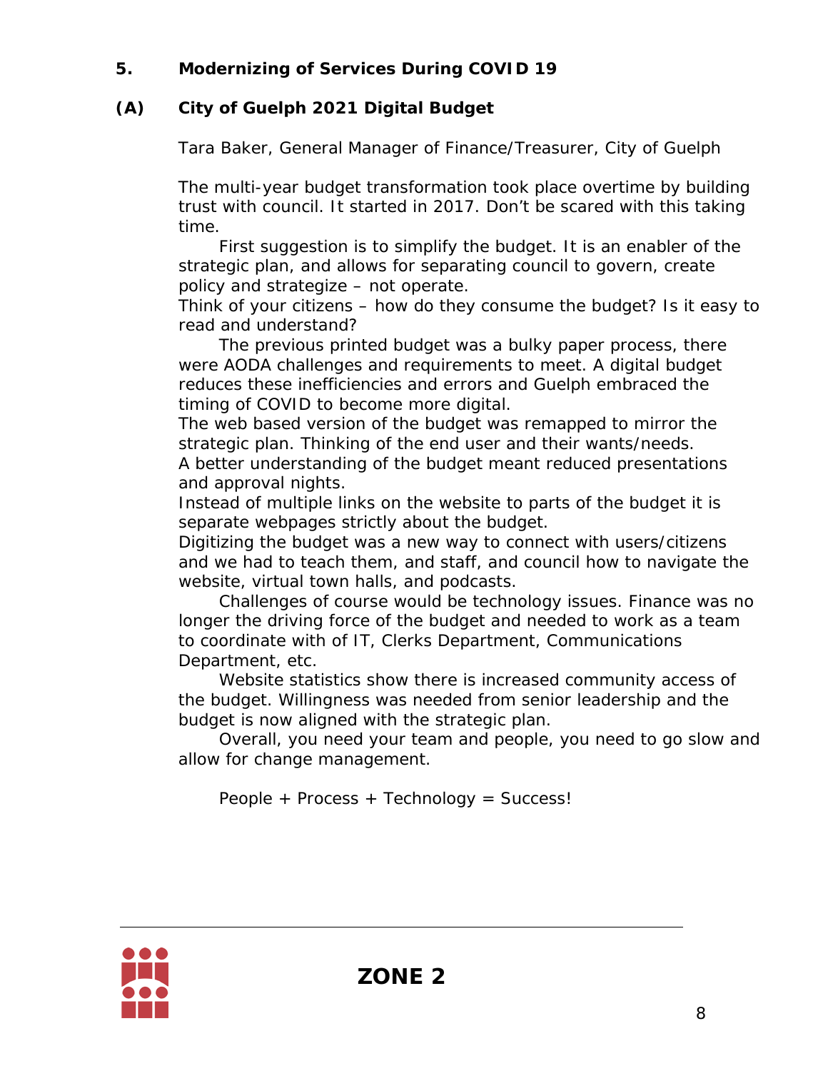## 5. Modernizing of Services During COVID 19

### (A) City of Guelph 2021 Digital Budget

Tara Baker, General Manager of Finance/Treasurer, City of Guelph

The multi-year budget transformation took place overtime by building trust with council. It started in 2017. Don't be scared with this taking time.

First suggestion is to simplify the budget. It is an enabler of the strategic plan, and allows for separating council to govern, create policy and strategize – not operate.

Think of your citizens – how do they consume the budget? Is it easy to read and understand?

The previous printed budget was a bulky paper process, there were AODA challenges and requirements to meet. A digital budget reduces these inefficiencies and errors and Guelph embraced the timing of COVID to become more digital.

The web based version of the budget was remapped to mirror the strategic plan. Thinking of the end user and their wants/needs.

A better understanding of the budget meant reduced presentations and approval nights.

Instead of multiple links on the website to parts of the budget it is separate webpages strictly about the budget.

Digitizing the budget was a new way to connect with users/citizens and we had to teach them, and staff, and council how to navigate the website, virtual town halls, and podcasts.

Challenges of course would be technology issues. Finance was no longer the driving force of the budget and needed to work as a team to coordinate with of IT, Clerks Department, Communications Department, etc.

Website statistics show there is increased community access of the budget. Willingness was needed from senior leadership and the budget is now aligned with the strategic plan.

Overall, you need your team and people, you need to go slow and allow for change management.

People + Process + Technology = Success!

**ZONE 2**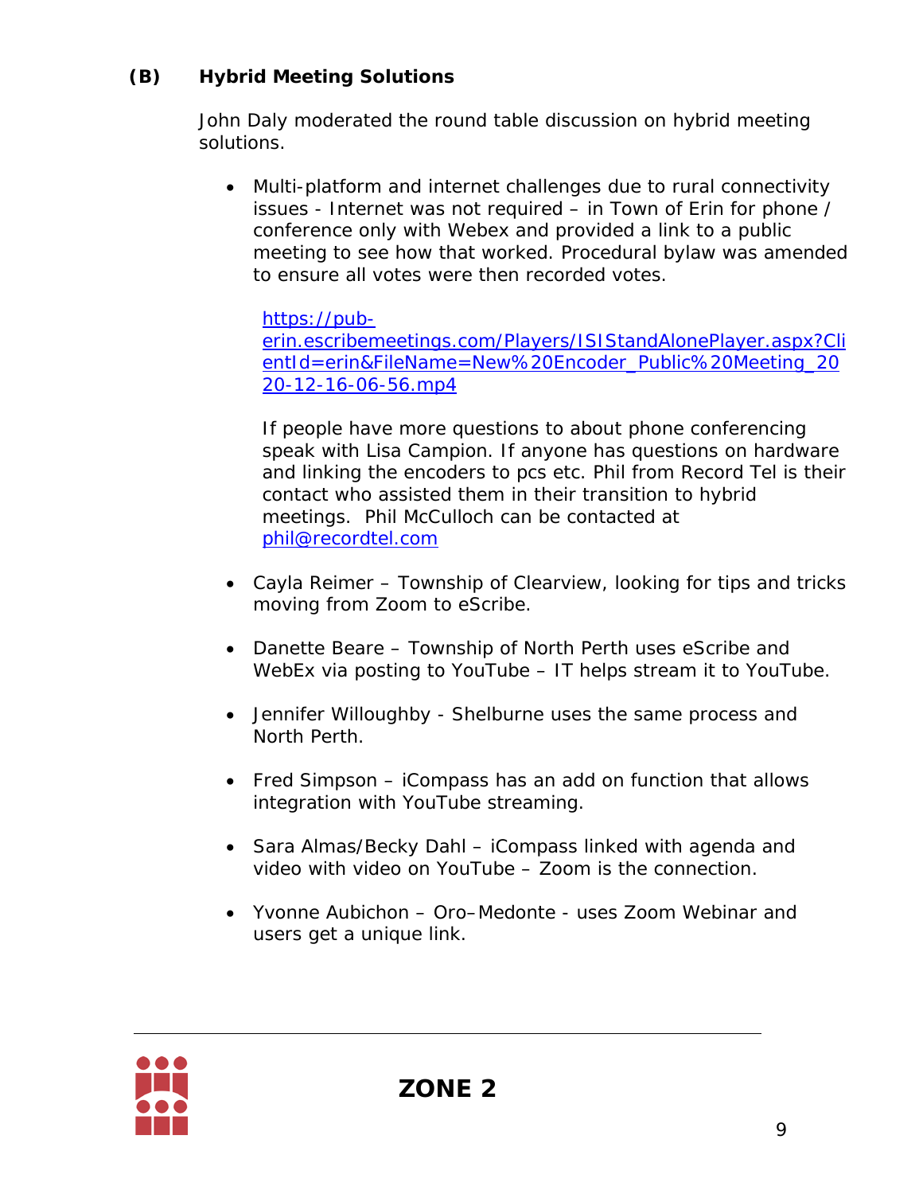### (B) Hybrid Meeting Solutions

John Daly moderated the round table discussion on hybrid meeting solutions.

- Multi-platform and internet challenges due to rural connectivity issues - Internet was not required – in Town of Erin for phone / conference only with Webex and provided a link to a public meeting to see how that worked. Procedural bylaw was amended to ensure all votes were then recorded votes.

  https://pub-erin.escribemeetings.com/Players/ISIStandAlonePlayer.aspx?ClientId=erin&FileName=New%20Encoder_Public%20Meeting_2020-12-16-06-56.mp4

  If people have more questions to about phone conferencing speak with Lisa Campion. If anyone has questions on hardware and linking the encoders to pcs etc. Phil from Record Tel is their contact who assisted them in their transition to hybrid meetings. Phil McCulloch can be contacted at phil@recordtel.com

- Cayla Reimer – Township of Clearview, looking for tips and tricks moving from Zoom to eScribe.

- Danette Beare – Township of North Perth uses eScribe and WebEx via posting to YouTube – IT helps stream it to YouTube.

- Jennifer Willoughby - Shelburne uses the same process and North Perth.

- Fred Simpson – iCompass has an add on function that allows integration with YouTube streaming.

- Sara Almas/Becky Dahl – iCompass linked with agenda and video with video on YouTube – Zoom is the connection.

- Yvonne Aubichon – Oro–Medonte - uses Zoom Webinar and users get a unique link.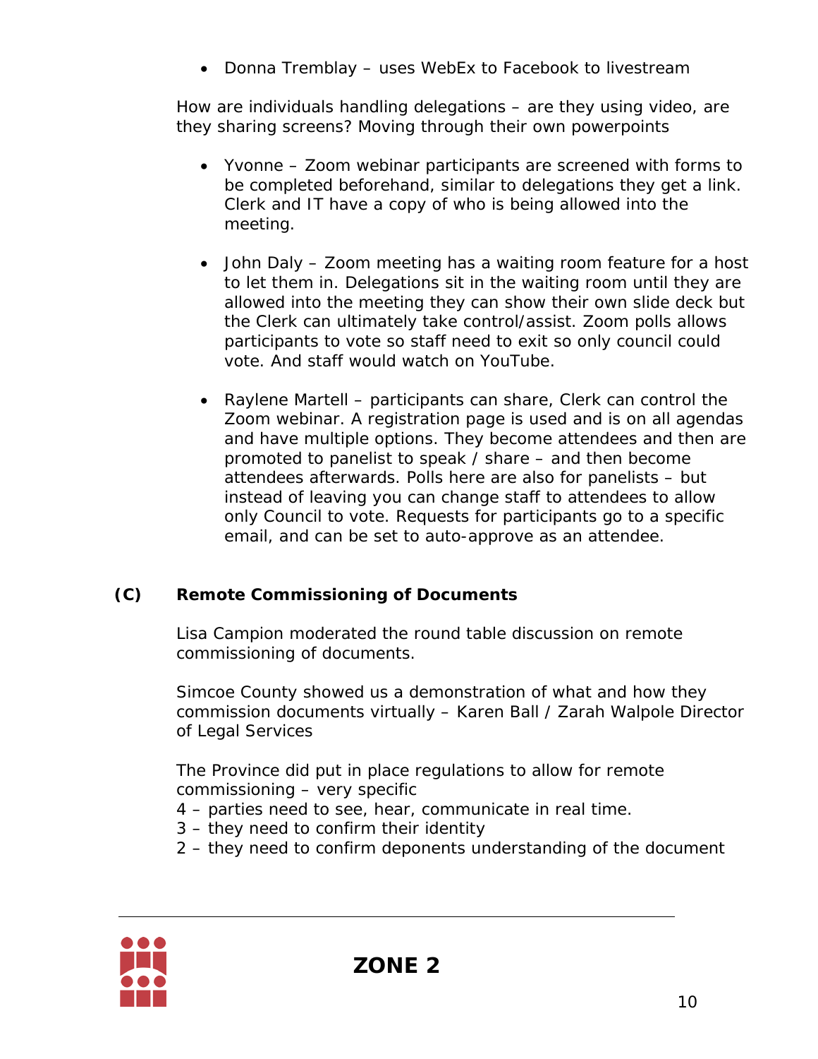- Donna Tremblay – uses WebEx to Facebook to livestream

How are individuals handling delegations – are they using video, are they sharing screens? Moving through their own powerpoints

- Yvonne – Zoom webinar participants are screened with forms to be completed beforehand, similar to delegations they get a link. Clerk and IT have a copy of who is being allowed into the meeting.

- John Daly – Zoom meeting has a waiting room feature for a host to let them in. Delegations sit in the waiting room until they are allowed into the meeting they can show their own slide deck but the Clerk can ultimately take control/assist. Zoom polls allows participants to vote so staff need to exit so only council could vote. And staff would watch on YouTube.

- Raylene Martell – participants can share, Clerk can control the Zoom webinar. A registration page is used and is on all agendas and have multiple options. They become attendees and then are promoted to panelist to speak / share – and then become attendees afterwards. Polls here are also for panelists – but instead of leaving you can change staff to attendees to allow only Council to vote. Requests for participants go to a specific email, and can be set to auto-approve as an attendee.

### (C) Remote Commissioning of Documents

Lisa Campion moderated the round table discussion on remote commissioning of documents.

Simcoe County showed us a demonstration of what and how they commission documents virtually – Karen Ball / Zarah Walpole Director of Legal Services

The Province did put in place regulations to allow for remote commissioning – very specific
4 – parties need to see, hear, communicate in real time.
3 – they need to confirm their identity
2 – they need to confirm deponents understanding of the document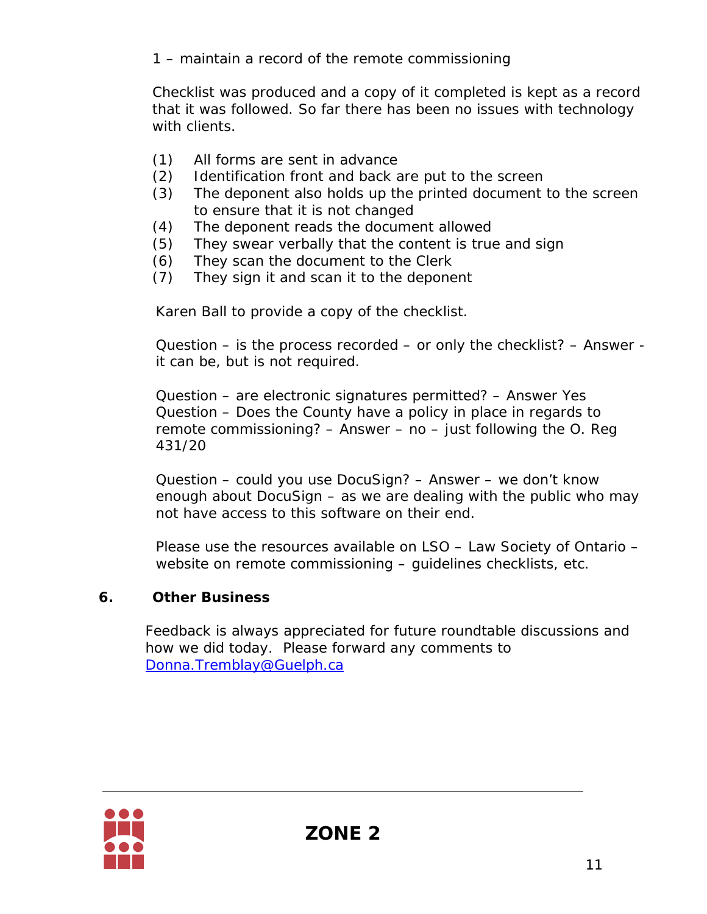1 – maintain a record of the remote commissioning

Checklist was produced and a copy of it completed is kept as a record that it was followed. So far there has been no issues with technology with clients.

(1) All forms are sent in advance
(2) Identification front and back are put to the screen
(3) The deponent also holds up the printed document to the screen to ensure that it is not changed
(4) The deponent reads the document allowed
(5) They swear verbally that the content is true and sign
(6) They scan the document to the Clerk
(7) They sign it and scan it to the deponent

Karen Ball to provide a copy of the checklist.

Question – is the process recorded – or only the checklist? – Answer - it can be, but is not required.

Question – are electronic signatures permitted? – Answer Yes
Question – Does the County have a policy in place in regards to remote commissioning? – Answer – no – just following the O. Reg 431/20

Question – could you use DocuSign? – Answer – we don't know enough about DocuSign – as we are dealing with the public who may not have access to this software on their end.

Please use the resources available on LSO – Law Society of Ontario – website on remote commissioning – guidelines checklists, etc.

## 6. Other Business

Feedback is always appreciated for future roundtable discussions and how we did today. Please forward any comments to Donna.Tremblay@Guelph.ca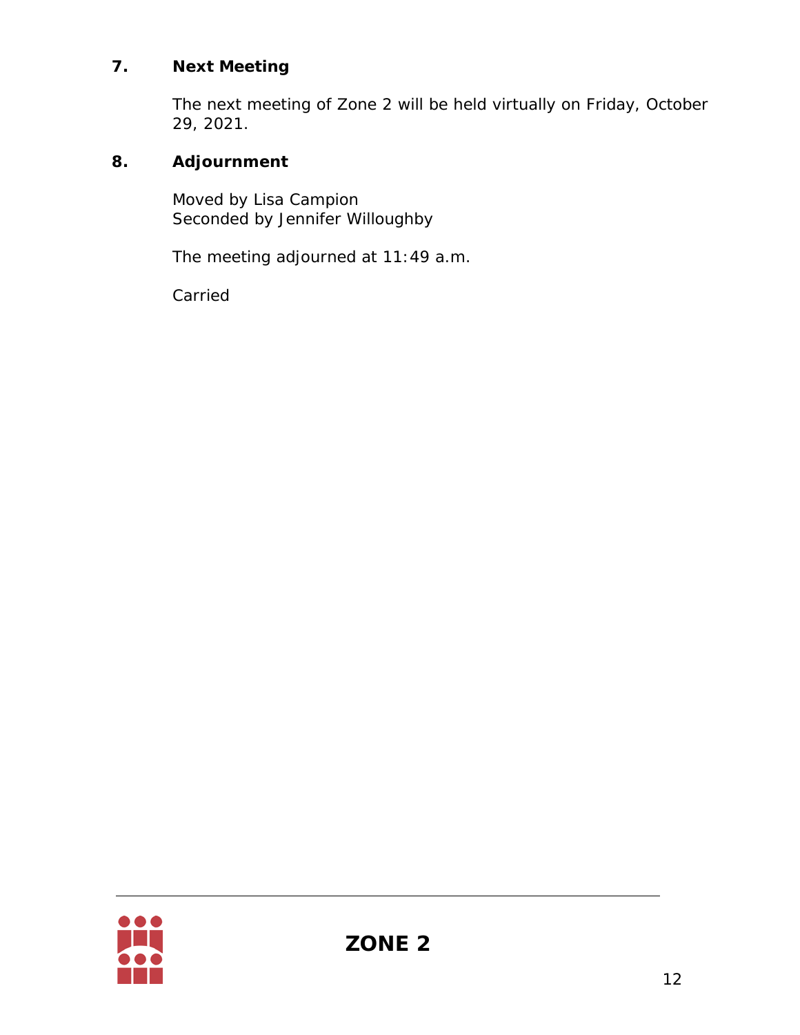## 7. Next Meeting

The next meeting of Zone 2 will be held virtually on Friday, October 29, 2021.

## 8. Adjournment

Moved by Lisa Campion
Seconded by Jennifer Willoughby

The meeting adjourned at 11:49 a.m.

Carried